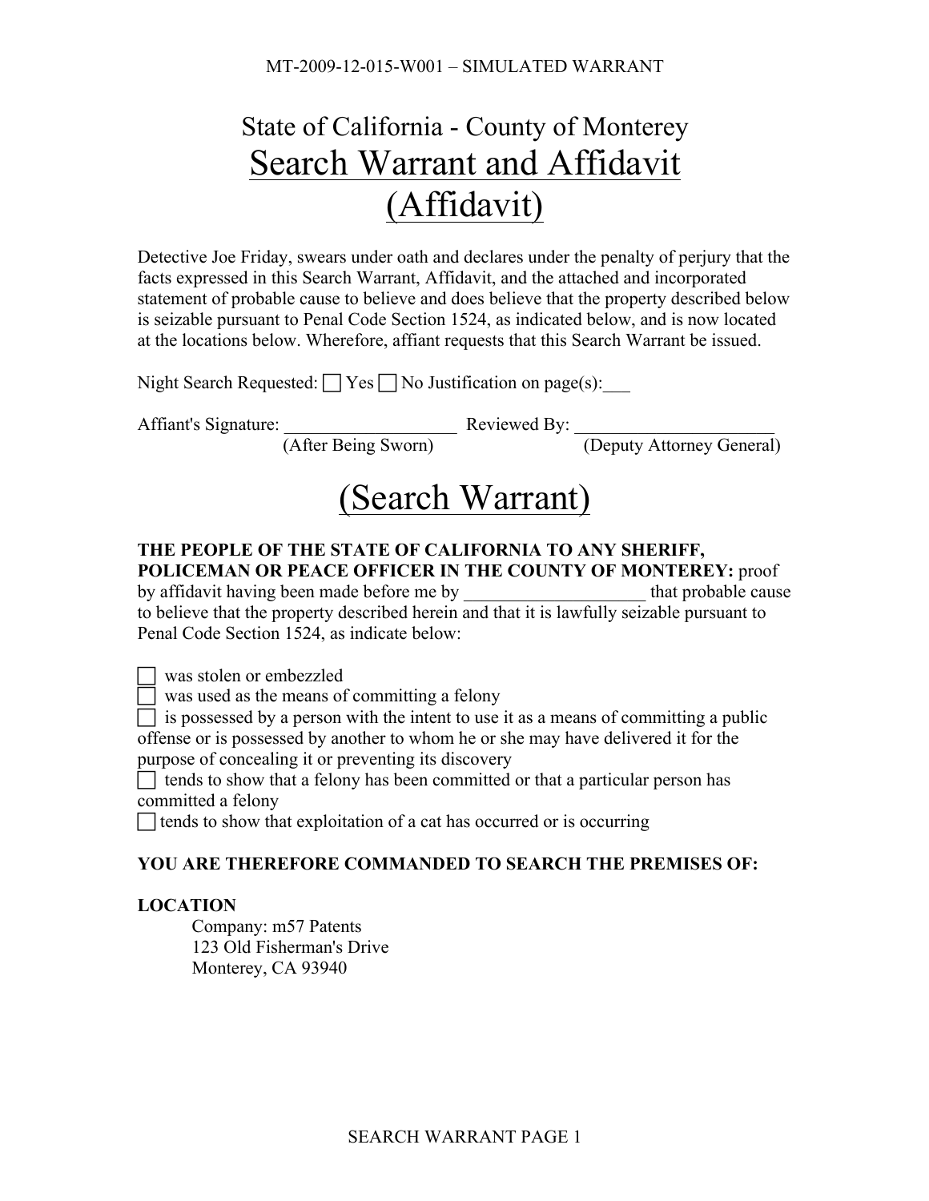MT-2009-12-015-W001 – SIMULATED WARRANT

# State of California - County of Monterey

# Search Warrant and Affidavit

## (Affidavit)

Detective Joe Friday, swears under oath and declares under the penalty of perjury that the facts expressed in this Search Warrant, Affidavit, and the attached and incorporated statement of probable cause to believe and does believe that the property described below is seizable pursuant to Penal Code Section 1524, as indicated below, and is now located at the locations below. Wherefore, affiant requests that this Search Warrant be issued.

Night Search Requested: ☐ Yes ☐ No Justification on page(s):___

Affiant's Signature: ___________________ Reviewed By: _____________________
(After Being Sworn) (Deputy Attorney General)

## (Search Warrant)

**THE PEOPLE OF THE STATE OF CALIFORNIA TO ANY SHERIFF, POLICEMAN OR PEACE OFFICER IN THE COUNTY OF MONTEREY:** proof by affidavit having been made before me by ____________________ that probable cause to believe that the property described herein and that it is lawfully seizable pursuant to Penal Code Section 1524, as indicate below:

☐ was stolen or embezzled
☐ was used as the means of committing a felony
☐ is possessed by a person with the intent to use it as a means of committing a public offense or is possessed by another to whom he or she may have delivered it for the purpose of concealing it or preventing its discovery
☐ tends to show that a felony has been committed or that a particular person has committed a felony
☐ tends to show that exploitation of a cat has occurred or is occurring

**YOU ARE THEREFORE COMMANDED TO SEARCH THE PREMISES OF:**

**LOCATION**

Company: m57 Patents
123 Old Fisherman's Drive
Monterey, CA 93940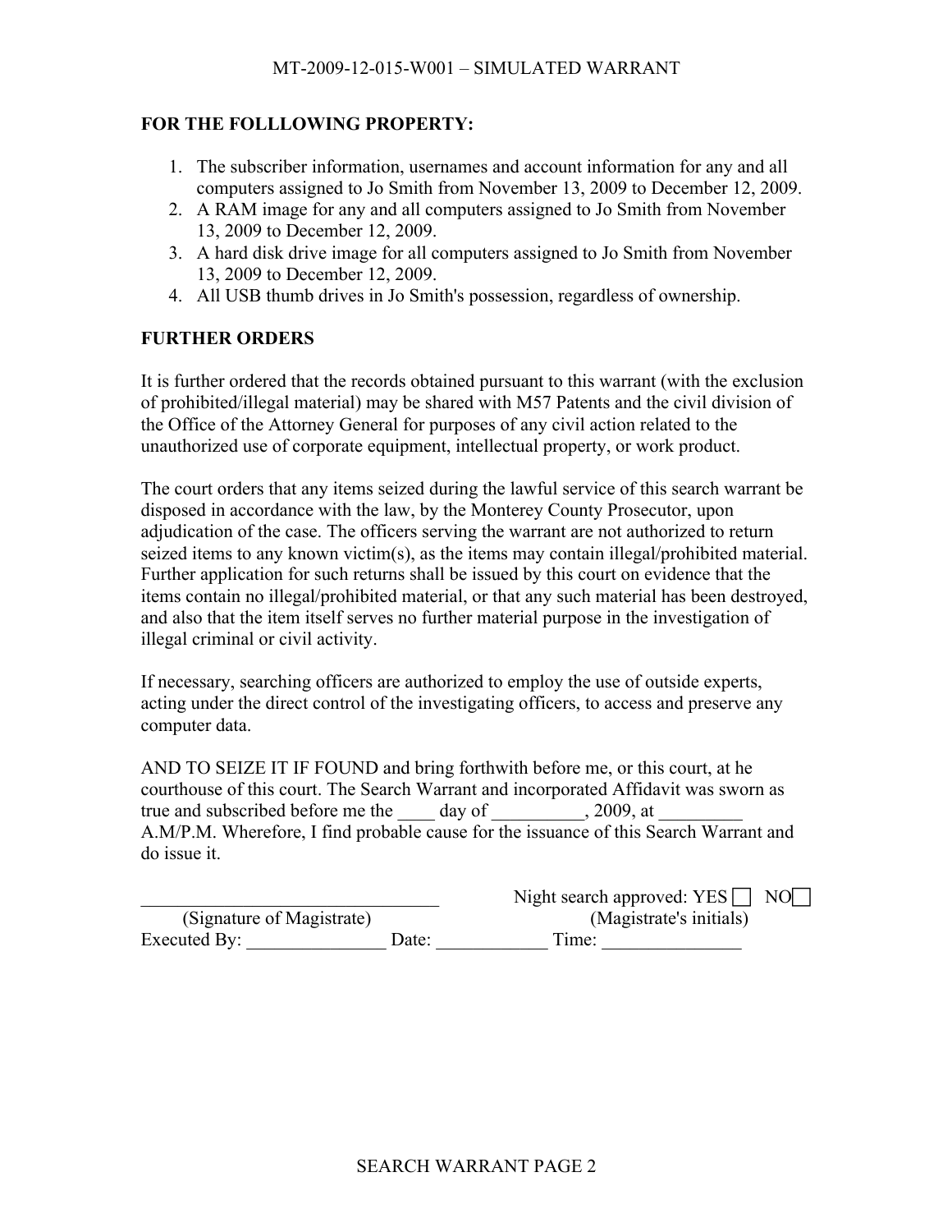**FOR THE FOLLLOWING PROPERTY:**

1. The subscriber information, usernames and account information for any and all computers assigned to Jo Smith from November 13, 2009 to December 12, 2009.
2. A RAM image for any and all computers assigned to Jo Smith from November 13, 2009 to December 12, 2009.
3. A hard disk drive image for all computers assigned to Jo Smith from November 13, 2009 to December 12, 2009.
4. All USB thumb drives in Jo Smith's possession, regardless of ownership.

**FURTHER ORDERS**

It is further ordered that the records obtained pursuant to this warrant (with the exclusion of prohibited/illegal material) may be shared with M57 Patents and the civil division of the Office of the Attorney General for purposes of any civil action related to the unauthorized use of corporate equipment, intellectual property, or work product.

The court orders that any items seized during the lawful service of this search warrant be disposed in accordance with the law, by the Monterey County Prosecutor, upon adjudication of the case. The officers serving the warrant are not authorized to return seized items to any known victim(s), as the items may contain illegal/prohibited material. Further application for such returns shall be issued by this court on evidence that the items contain no illegal/prohibited material, or that any such material has been destroyed, and also that the item itself serves no further material purpose in the investigation of illegal criminal or civil activity.

If necessary, searching officers are authorized to employ the use of outside experts, acting under the direct control of the investigating officers, to access and preserve any computer data.

AND TO SEIZE IT IF FOUND and bring forthwith before me, or this court, at he courthouse of this court. The Search Warrant and incorporated Affidavit was sworn as true and subscribed before me the ____ day of __________, 2009, at _________ A.M/P.M. Wherefore, I find probable cause for the issuance of this Search Warrant and do issue it.

________________________________ Night search approved: YES ☐ NO ☐

(Signature of Magistrate) (Magistrate's initials)

Executed By: _______________ Date: ____________ Time: _______________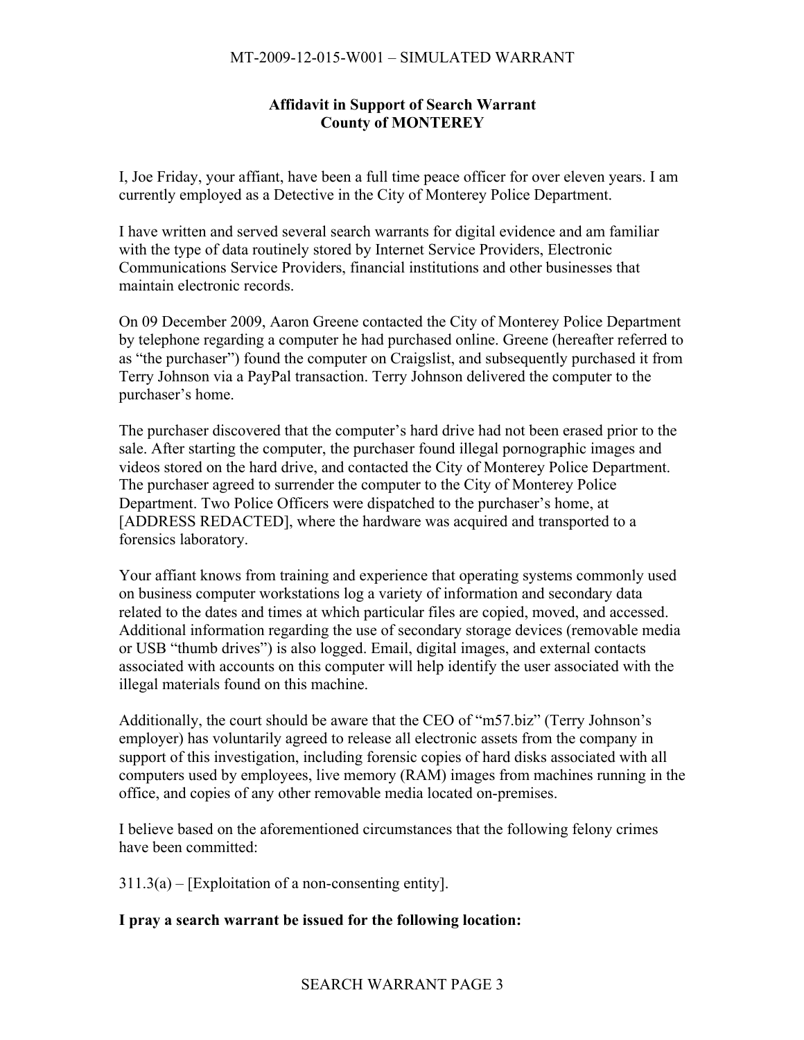**Affidavit in Support of Search Warrant**
**County of MONTEREY**

I, Joe Friday, your affiant, have been a full time peace officer for over eleven years. I am currently employed as a Detective in the City of Monterey Police Department.

I have written and served several search warrants for digital evidence and am familiar with the type of data routinely stored by Internet Service Providers, Electronic Communications Service Providers, financial institutions and other businesses that maintain electronic records.

On 09 December 2009, Aaron Greene contacted the City of Monterey Police Department by telephone regarding a computer he had purchased online. Greene (hereafter referred to as "the purchaser") found the computer on Craigslist, and subsequently purchased it from Terry Johnson via a PayPal transaction. Terry Johnson delivered the computer to the purchaser's home.

The purchaser discovered that the computer's hard drive had not been erased prior to the sale. After starting the computer, the purchaser found illegal pornographic images and videos stored on the hard drive, and contacted the City of Monterey Police Department. The purchaser agreed to surrender the computer to the City of Monterey Police Department. Two Police Officers were dispatched to the purchaser's home, at [ADDRESS REDACTED], where the hardware was acquired and transported to a forensics laboratory.

Your affiant knows from training and experience that operating systems commonly used on business computer workstations log a variety of information and secondary data related to the dates and times at which particular files are copied, moved, and accessed. Additional information regarding the use of secondary storage devices (removable media or USB "thumb drives") is also logged. Email, digital images, and external contacts associated with accounts on this computer will help identify the user associated with the illegal materials found on this machine.

Additionally, the court should be aware that the CEO of "m57.biz" (Terry Johnson's employer) has voluntarily agreed to release all electronic assets from the company in support of this investigation, including forensic copies of hard disks associated with all computers used by employees, live memory (RAM) images from machines running in the office, and copies of any other removable media located on-premises.

I believe based on the aforementioned circumstances that the following felony crimes have been committed:

311.3(a) – [Exploitation of a non-consenting entity].

**I pray a search warrant be issued for the following location:**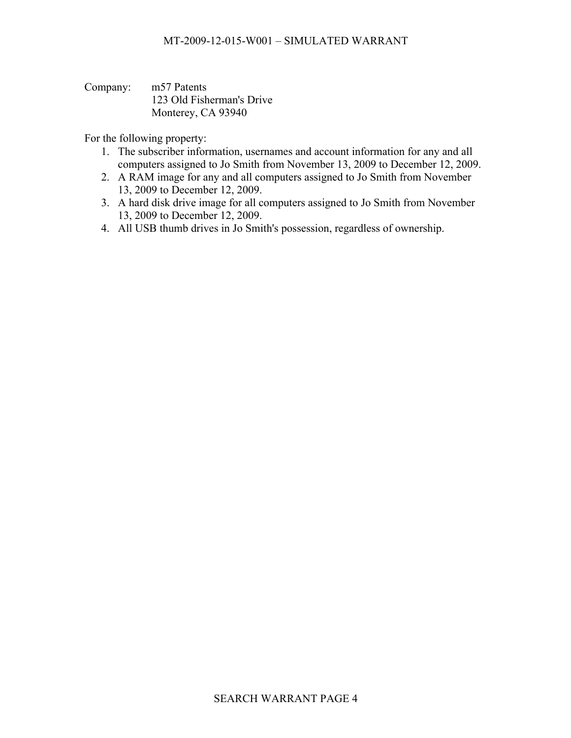Company: m57 Patents
123 Old Fisherman's Drive
Monterey, CA 93940

For the following property:

1. The subscriber information, usernames and account information for any and all computers assigned to Jo Smith from November 13, 2009 to December 12, 2009.
2. A RAM image for any and all computers assigned to Jo Smith from November 13, 2009 to December 12, 2009.
3. A hard disk drive image for all computers assigned to Jo Smith from November 13, 2009 to December 12, 2009.
4. All USB thumb drives in Jo Smith's possession, regardless of ownership.